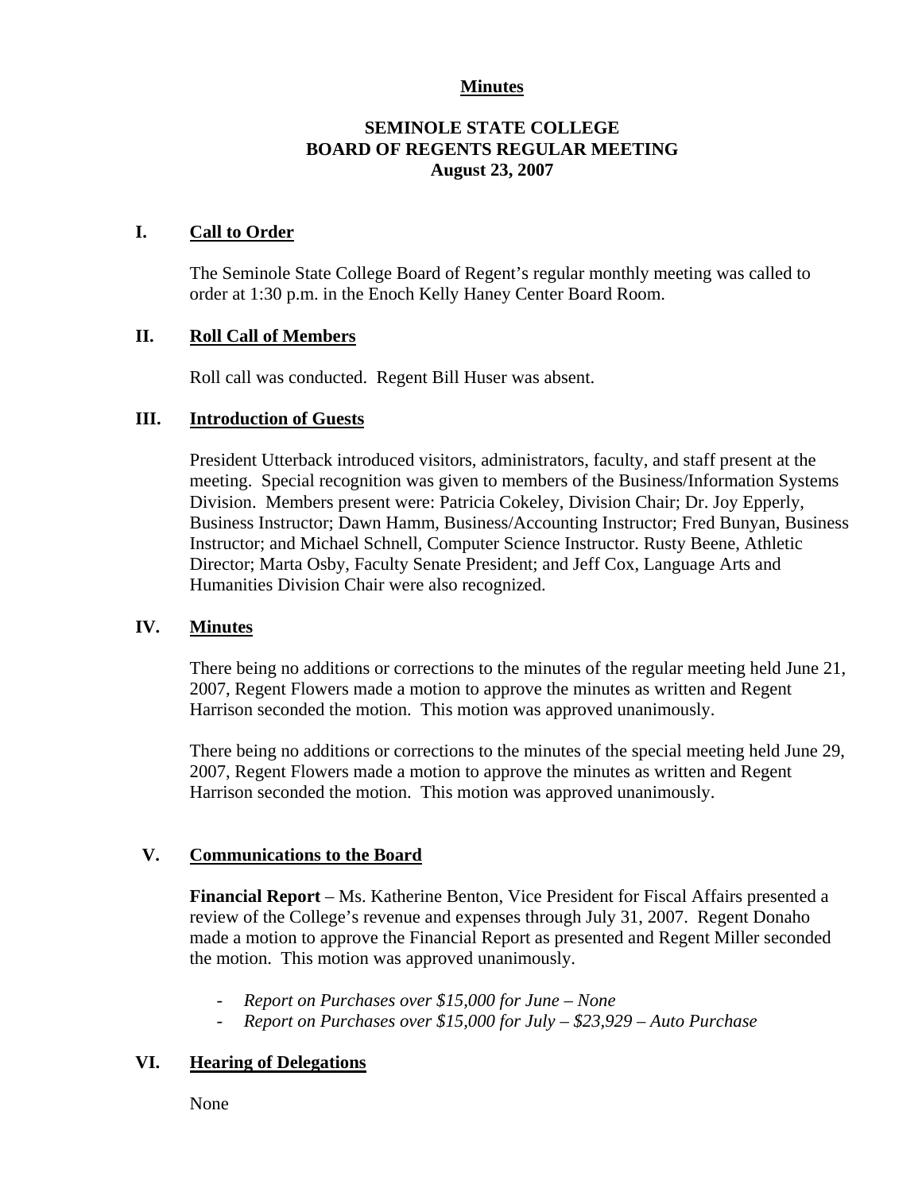# Minutes

## SEMINOLE STATE COLLEGE
## BOARD OF REGENTS REGULAR MEETING
## August 23, 2007

### I. Call to Order

The Seminole State College Board of Regent's regular monthly meeting was called to order at 1:30 p.m. in the Enoch Kelly Haney Center Board Room.

### II. Roll Call of Members

Roll call was conducted. Regent Bill Huser was absent.

### III. Introduction of Guests

President Utterback introduced visitors, administrators, faculty, and staff present at the meeting. Special recognition was given to members of the Business/Information Systems Division. Members present were: Patricia Cokeley, Division Chair; Dr. Joy Epperly, Business Instructor; Dawn Hamm, Business/Accounting Instructor; Fred Bunyan, Business Instructor; and Michael Schnell, Computer Science Instructor. Rusty Beene, Athletic Director; Marta Osby, Faculty Senate President; and Jeff Cox, Language Arts and Humanities Division Chair were also recognized.

### IV. Minutes

There being no additions or corrections to the minutes of the regular meeting held June 21, 2007, Regent Flowers made a motion to approve the minutes as written and Regent Harrison seconded the motion. This motion was approved unanimously.

There being no additions or corrections to the minutes of the special meeting held June 29, 2007, Regent Flowers made a motion to approve the minutes as written and Regent Harrison seconded the motion. This motion was approved unanimously.

### V. Communications to the Board

**Financial Report** – Ms. Katherine Benton, Vice President for Fiscal Affairs presented a review of the College's revenue and expenses through July 31, 2007. Regent Donaho made a motion to approve the Financial Report as presented and Regent Miller seconded the motion. This motion was approved unanimously.

- *Report on Purchases over $15,000 for June – None*
- *Report on Purchases over $15,000 for July – $23,929 – Auto Purchase*

### VI. Hearing of Delegations

None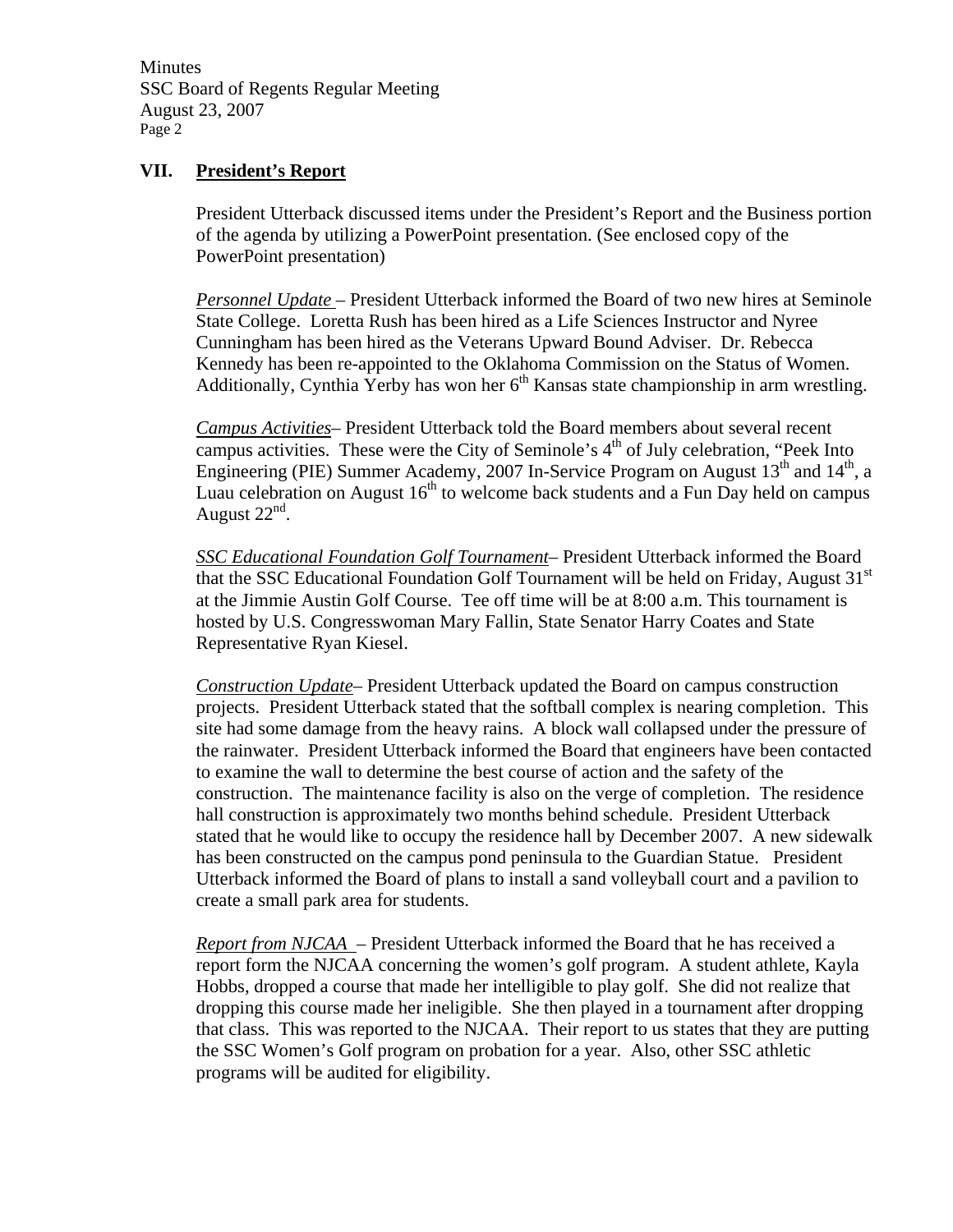## VII. President's Report

President Utterback discussed items under the President's Report and the Business portion of the agenda by utilizing a PowerPoint presentation. (See enclosed copy of the PowerPoint presentation)

*Personnel Update* – President Utterback informed the Board of two new hires at Seminole State College. Loretta Rush has been hired as a Life Sciences Instructor and Nyree Cunningham has been hired as the Veterans Upward Bound Adviser. Dr. Rebecca Kennedy has been re-appointed to the Oklahoma Commission on the Status of Women. Additionally, Cynthia Yerby has won her 6th Kansas state championship in arm wrestling.

*Campus Activities*– President Utterback told the Board members about several recent campus activities. These were the City of Seminole's 4th of July celebration, "Peek Into Engineering (PIE) Summer Academy, 2007 In-Service Program on August 13th and 14th, a Luau celebration on August 16th to welcome back students and a Fun Day held on campus August 22nd.

*SSC Educational Foundation Golf Tournament*– President Utterback informed the Board that the SSC Educational Foundation Golf Tournament will be held on Friday, August 31st at the Jimmie Austin Golf Course. Tee off time will be at 8:00 a.m. This tournament is hosted by U.S. Congresswoman Mary Fallin, State Senator Harry Coates and State Representative Ryan Kiesel.

*Construction Update*– President Utterback updated the Board on campus construction projects. President Utterback stated that the softball complex is nearing completion. This site had some damage from the heavy rains. A block wall collapsed under the pressure of the rainwater. President Utterback informed the Board that engineers have been contacted to examine the wall to determine the best course of action and the safety of the construction. The maintenance facility is also on the verge of completion. The residence hall construction is approximately two months behind schedule. President Utterback stated that he would like to occupy the residence hall by December 2007. A new sidewalk has been constructed on the campus pond peninsula to the Guardian Statue. President Utterback informed the Board of plans to install a sand volleyball court and a pavilion to create a small park area for students.

*Report from NJCAA* – President Utterback informed the Board that he has received a report form the NJCAA concerning the women's golf program. A student athlete, Kayla Hobbs, dropped a course that made her intelligible to play golf. She did not realize that dropping this course made her ineligible. She then played in a tournament after dropping that class. This was reported to the NJCAA. Their report to us states that they are putting the SSC Women's Golf program on probation for a year. Also, other SSC athletic programs will be audited for eligibility.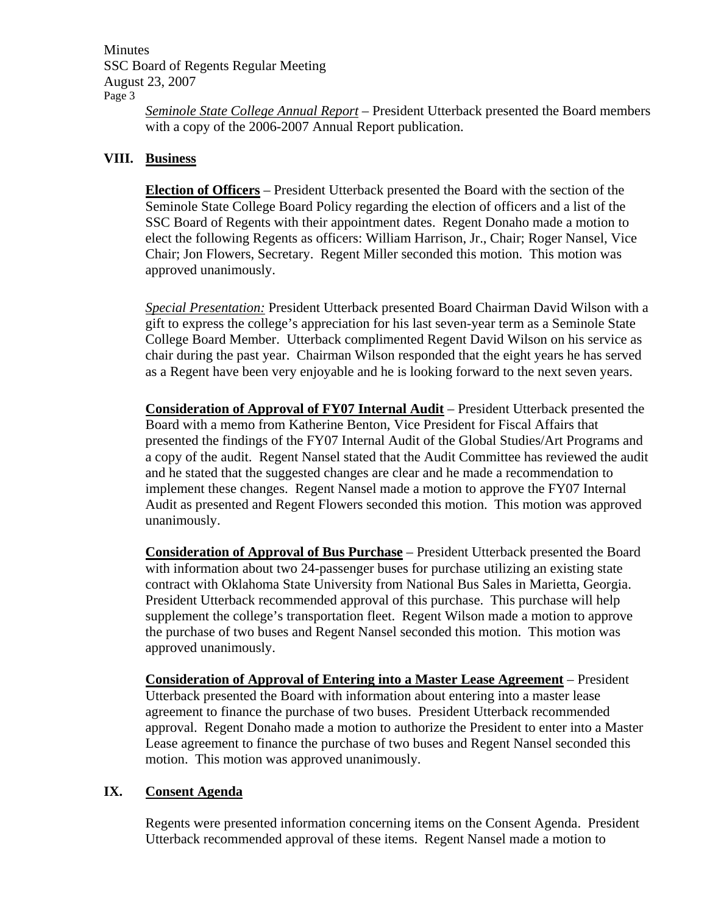*Seminole State College Annual Report* – President Utterback presented the Board members with a copy of the 2006-2007 Annual Report publication.

## VIII. Business

**Election of Officers** – President Utterback presented the Board with the section of the Seminole State College Board Policy regarding the election of officers and a list of the SSC Board of Regents with their appointment dates. Regent Donaho made a motion to elect the following Regents as officers: William Harrison, Jr., Chair; Roger Nansel, Vice Chair; Jon Flowers, Secretary. Regent Miller seconded this motion. This motion was approved unanimously.

*Special Presentation:* President Utterback presented Board Chairman David Wilson with a gift to express the college's appreciation for his last seven-year term as a Seminole State College Board Member. Utterback complimented Regent David Wilson on his service as chair during the past year. Chairman Wilson responded that the eight years he has served as a Regent have been very enjoyable and he is looking forward to the next seven years.

**Consideration of Approval of FY07 Internal Audit** – President Utterback presented the Board with a memo from Katherine Benton, Vice President for Fiscal Affairs that presented the findings of the FY07 Internal Audit of the Global Studies/Art Programs and a copy of the audit. Regent Nansel stated that the Audit Committee has reviewed the audit and he stated that the suggested changes are clear and he made a recommendation to implement these changes. Regent Nansel made a motion to approve the FY07 Internal Audit as presented and Regent Flowers seconded this motion. This motion was approved unanimously.

**Consideration of Approval of Bus Purchase** – President Utterback presented the Board with information about two 24-passenger buses for purchase utilizing an existing state contract with Oklahoma State University from National Bus Sales in Marietta, Georgia. President Utterback recommended approval of this purchase. This purchase will help supplement the college's transportation fleet. Regent Wilson made a motion to approve the purchase of two buses and Regent Nansel seconded this motion. This motion was approved unanimously.

**Consideration of Approval of Entering into a Master Lease Agreement** – President Utterback presented the Board with information about entering into a master lease agreement to finance the purchase of two buses. President Utterback recommended approval. Regent Donaho made a motion to authorize the President to enter into a Master Lease agreement to finance the purchase of two buses and Regent Nansel seconded this motion. This motion was approved unanimously.

## IX. Consent Agenda

Regents were presented information concerning items on the Consent Agenda. President Utterback recommended approval of these items. Regent Nansel made a motion to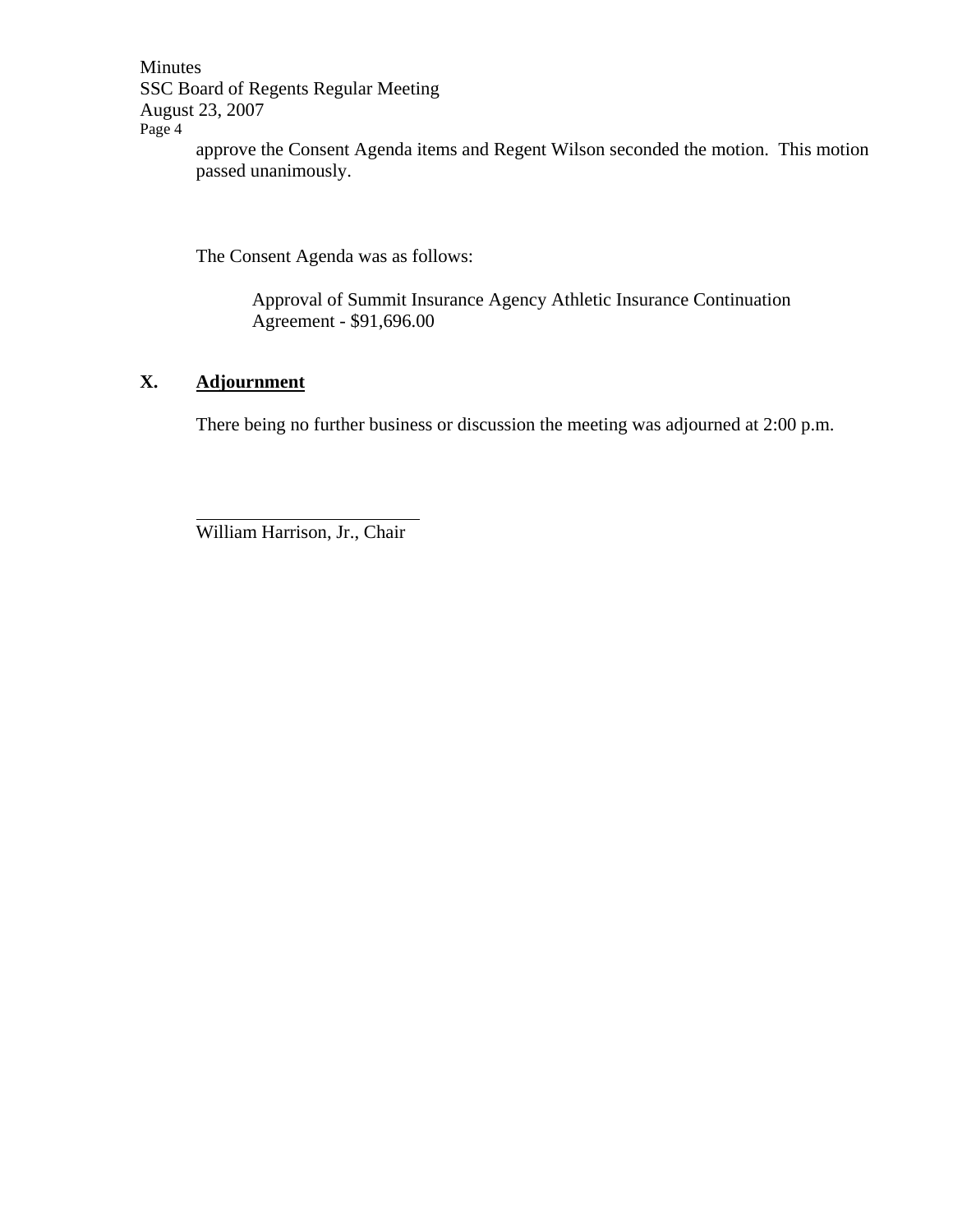approve the Consent Agenda items and Regent Wilson seconded the motion. This motion passed unanimously.

The Consent Agenda was as follows:

Approval of Summit Insurance Agency Athletic Insurance Continuation Agreement - $91,696.00

## X. Adjournment

There being no further business or discussion the meeting was adjourned at 2:00 p.m.

\_\_\_\_\_\_\_\_\_\_\_\_\_\_\_\_\_\_\_\_\_\_\_\_\_\_

William Harrison, Jr., Chair